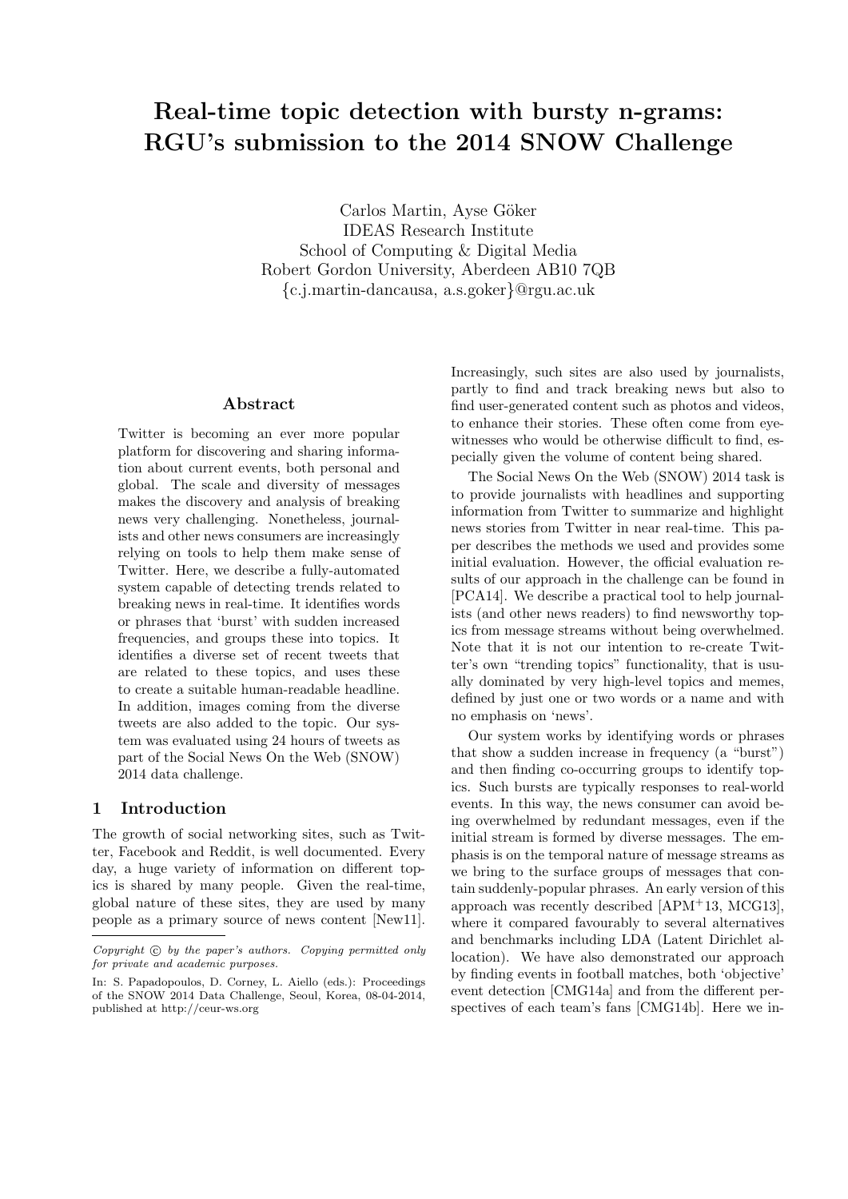# Real-time topic detection with bursty n-grams: RGU's submission to the 2014 SNOW Challenge

Carlos Martin, Ayse Göker
IDEAS Research Institute
School of Computing & Digital Media
Robert Gordon University, Aberdeen AB10 7QB
{c.j.martin-dancausa, a.s.goker}@rgu.ac.uk

## Abstract

Twitter is becoming an ever more popular platform for discovering and sharing information about current events, both personal and global. The scale and diversity of messages makes the discovery and analysis of breaking news very challenging. Nonetheless, journalists and other news consumers are increasingly relying on tools to help them make sense of Twitter. Here, we describe a fully-automated system capable of detecting trends related to breaking news in real-time. It identifies words or phrases that 'burst' with sudden increased frequencies, and groups these into topics. It identifies a diverse set of recent tweets that are related to these topics, and uses these to create a suitable human-readable headline. In addition, images coming from the diverse tweets are also added to the topic. Our system was evaluated using 24 hours of tweets as part of the Social News On the Web (SNOW) 2014 data challenge.

## 1 Introduction

The growth of social networking sites, such as Twitter, Facebook and Reddit, is well documented. Every day, a huge variety of information on different topics is shared by many people. Given the real-time, global nature of these sites, they are used by many people as a primary source of news content [New11]. Increasingly, such sites are also used by journalists, partly to find and track breaking news but also to find user-generated content such as photos and videos, to enhance their stories. These often come from eyewitnesses who would be otherwise difficult to find, especially given the volume of content being shared.

The Social News On the Web (SNOW) 2014 task is to provide journalists with headlines and supporting information from Twitter to summarize and highlight news stories from Twitter in near real-time. This paper describes the methods we used and provides some initial evaluation. However, the official evaluation results of our approach in the challenge can be found in [PCA14]. We describe a practical tool to help journalists (and other news readers) to find newsworthy topics from message streams without being overwhelmed. Note that it is not our intention to re-create Twitter's own "trending topics" functionality, that is usually dominated by very high-level topics and memes, defined by just one or two words or a name and with no emphasis on 'news'.

Our system works by identifying words or phrases that show a sudden increase in frequency (a "burst") and then finding co-occurring groups to identify topics. Such bursts are typically responses to real-world events. In this way, the news consumer can avoid being overwhelmed by redundant messages, even if the initial stream is formed by diverse messages. The emphasis is on the temporal nature of message streams as we bring to the surface groups of messages that contain suddenly-popular phrases. An early version of this approach was recently described [APM+13, MCG13], where it compared favourably to several alternatives and benchmarks including LDA (Latent Dirichlet allocation). We have also demonstrated our approach by finding events in football matches, both 'objective' event detection [CMG14a] and from the different perspectives of each team's fans [CMG14b]. Here we in-

*Copyright © by the paper's authors. Copying permitted only for private and academic purposes.*

In: S. Papadopoulos, D. Corney, L. Aiello (eds.): Proceedings of the SNOW 2014 Data Challenge, Seoul, Korea, 08-04-2014, published at http://ceur-ws.org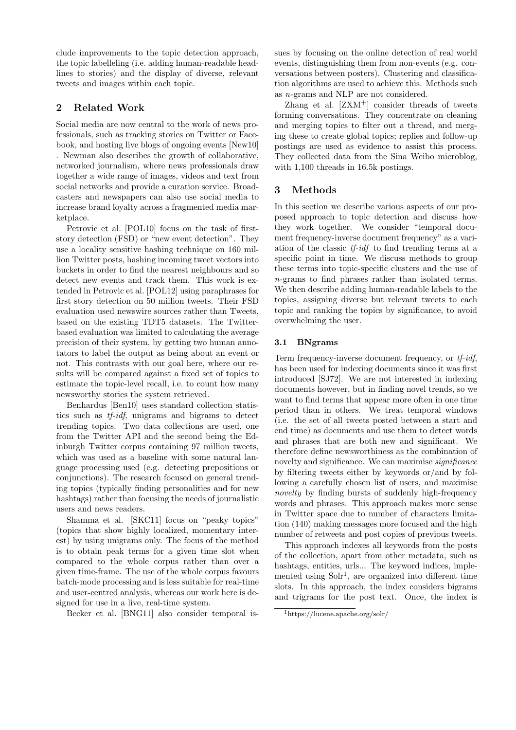clude improvements to the topic detection approach, the topic labelleling (i.e. adding human-readable headlines to stories) and the display of diverse, relevant tweets and images within each topic.

## 2 Related Work

Social media are now central to the work of news professionals, such as tracking stories on Twitter or Facebook, and hosting live blogs of ongoing events [New10] . Newman also describes the growth of collaborative, networked journalism, where news professionals draw together a wide range of images, videos and text from social networks and provide a curation service. Broadcasters and newspapers can also use social media to increase brand loyalty across a fragmented media marketplace.

Petrovic et al. [POL10] focus on the task of first-story detection (FSD) or "new event detection". They use a locality sensitive hashing technique on 160 million Twitter posts, hashing incoming tweet vectors into buckets in order to find the nearest neighbours and so detect new events and track them. This work is extended in Petrovic et al. [POL12] using paraphrases for first story detection on 50 million tweets. Their FSD evaluation used newswire sources rather than Tweets, based on the existing TDT5 datasets. The Twitter-based evaluation was limited to calculating the average precision of their system, by getting two human annotators to label the output as being about an event or not. This contrasts with our goal here, where our results will be compared against a fixed set of topics to estimate the topic-level recall, i.e. to count how many newsworthy stories the system retrieved.

Benhardus [Ben10] uses standard collection statistics such as *tf-idf*, unigrams and bigrams to detect trending topics. Two data collections are used, one from the Twitter API and the second being the Edinburgh Twitter corpus containing 97 million tweets, which was used as a baseline with some natural language processing used (e.g. detecting prepositions or conjunctions). The research focused on general trending topics (typically finding personalities and for new hashtags) rather than focusing the needs of journalistic users and news readers.

Shamma et al. [SKC11] focus on "peaky topics" (topics that show highly localized, momentary interest) by using unigrams only. The focus of the method is to obtain peak terms for a given time slot when compared to the whole corpus rather than over a given time-frame. The use of the whole corpus favours batch-mode processing and is less suitable for real-time and user-centred analysis, whereas our work here is designed for use in a live, real-time system.

Becker et al. [BNG11] also consider temporal issues by focusing on the online detection of real world events, distinguishing them from non-events (e.g. conversations between posters). Clustering and classification algorithms are used to achieve this. Methods such as *n*-grams and NLP are not considered.

Zhang et al. [ZXM+] consider threads of tweets forming conversations. They concentrate on cleaning and merging topics to filter out a thread, and merging these to create global topics; replies and follow-up postings are used as evidence to assist this process. They collected data from the Sina Weibo microblog, with 1,100 threads in 16.5k postings.

## 3 Methods

In this section we describe various aspects of our proposed approach to topic detection and discuss how they work together. We consider "temporal document frequency-inverse document frequency" as a variation of the classic *tf-idf* to find trending terms at a specific point in time. We discuss methods to group these terms into topic-specific clusters and the use of *n*-grams to find phrases rather than isolated terms. We then describe adding human-readable labels to the topics, assigning diverse but relevant tweets to each topic and ranking the topics by significance, to avoid overwhelming the user.

### 3.1 BNgrams

Term frequency-inverse document frequency, or *tf-idf*, has been used for indexing documents since it was first introduced [SJ72]. We are not interested in indexing documents however, but in finding novel trends, so we want to find terms that appear more often in one time period than in others. We treat temporal windows (i.e. the set of all tweets posted between a start and end time) as documents and use them to detect words and phrases that are both new and significant. We therefore define newsworthiness as the combination of novelty and significance. We can maximise *significance* by filtering tweets either by keywords or/and by following a carefully chosen list of users, and maximise *novelty* by finding bursts of suddenly high-frequency words and phrases. This approach makes more sense in Twitter space due to number of characters limitation (140) making messages more focused and the high number of retweets and post copies of previous tweets.

This approach indexes all keywords from the posts of the collection, apart from other metadata, such as hashtags, entities, urls... The keyword indices, implemented using Solr[1], are organized into different time slots. In this approach, the index considers bigrams and trigrams for the post text. Once, the index is

[1] https://lucene.apache.org/solr/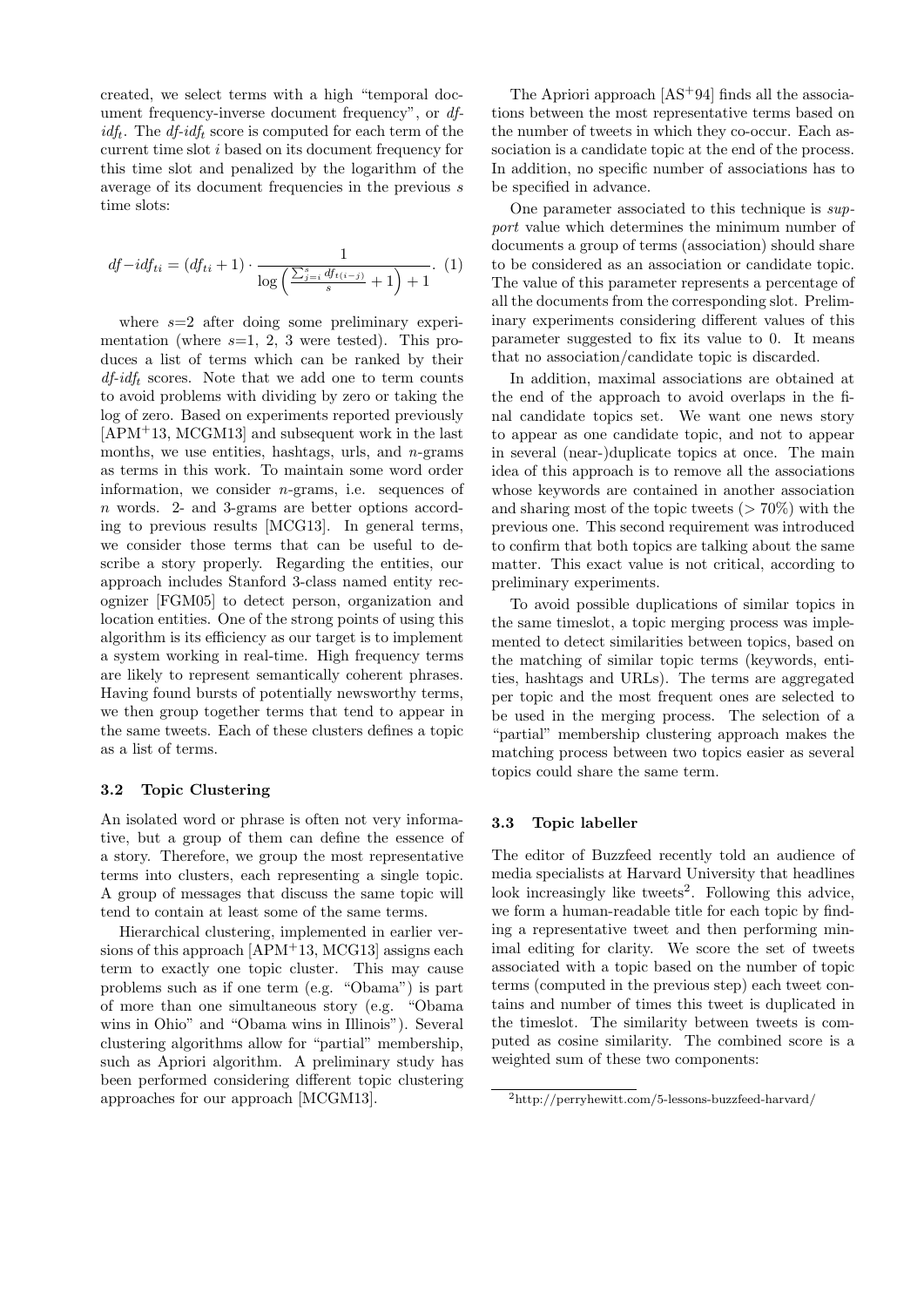created, we select terms with a high "temporal document frequency-inverse document frequency", or $df$-$idf_t$. The $df$-$idf_t$ score is computed for each term of the current time slot $i$ based on its document frequency for this time slot and penalized by the logarithm of the average of its document frequencies in the previous $s$ time slots:

$$df{-}idf_{ti} = (df_{ti} + 1) \cdot \frac{1}{\log\left(\frac{\sum_{j=i}^{s} df_{t(i-j)}}{s} + 1\right) + 1}. \quad (1)$$

where $s$=2 after doing some preliminary experimentation (where $s$=1, 2, 3 were tested). This produces a list of terms which can be ranked by their $df$-$idf_t$ scores. Note that we add one to term counts to avoid problems with dividing by zero or taking the log of zero. Based on experiments reported previously [APM+13, MCGM13] and subsequent work in the last months, we use entities, hashtags, urls, and $n$-grams as terms in this work. To maintain some word order information, we consider $n$-grams, i.e. sequences of $n$ words. 2- and 3-grams are better options according to previous results [MCG13]. In general terms, we consider those terms that can be useful to describe a story properly. Regarding the entities, our approach includes Stanford 3-class named entity recognizer [FGM05] to detect person, organization and location entities. One of the strong points of using this algorithm is its efficiency as our target is to implement a system working in real-time. High frequency terms are likely to represent semantically coherent phrases. Having found bursts of potentially newsworthy terms, we then group together terms that tend to appear in the same tweets. Each of these clusters defines a topic as a list of terms.

### 3.2 Topic Clustering

An isolated word or phrase is often not very informative, but a group of them can define the essence of a story. Therefore, we group the most representative terms into clusters, each representing a single topic. A group of messages that discuss the same topic will tend to contain at least some of the same terms.

Hierarchical clustering, implemented in earlier versions of this approach [APM+13, MCG13] assigns each term to exactly one topic cluster. This may cause problems such as if one term (e.g. "Obama") is part of more than one simultaneous story (e.g. "Obama wins in Ohio" and "Obama wins in Illinois"). Several clustering algorithms allow for "partial" membership, such as Apriori algorithm. A preliminary study has been performed considering different topic clustering approaches for our approach [MCGM13].

The Apriori approach [AS+94] finds all the associations between the most representative terms based on the number of tweets in which they co-occur. Each association is a candidate topic at the end of the process. In addition, no specific number of associations has to be specified in advance.

One parameter associated to this technique is *support* value which determines the minimum number of documents a group of terms (association) should share to be considered as an association or candidate topic. The value of this parameter represents a percentage of all the documents from the corresponding slot. Preliminary experiments considering different values of this parameter suggested to fix its value to 0. It means that no association/candidate topic is discarded.

In addition, maximal associations are obtained at the end of the approach to avoid overlaps in the final candidate topics set. We want one news story to appear as one candidate topic, and not to appear in several (near-)duplicate topics at once. The main idea of this approach is to remove all the associations whose keywords are contained in another association and sharing most of the topic tweets (> 70%) with the previous one. This second requirement was introduced to confirm that both topics are talking about the same matter. This exact value is not critical, according to preliminary experiments.

To avoid possible duplications of similar topics in the same timeslot, a topic merging process was implemented to detect similarities between topics, based on the matching of similar topic terms (keywords, entities, hashtags and URLs). The terms are aggregated per topic and the most frequent ones are selected to be used in the merging process. The selection of a "partial" membership clustering approach makes the matching process between two topics easier as several topics could share the same term.

### 3.3 Topic labeller

The editor of Buzzfeed recently told an audience of media specialists at Harvard University that headlines look increasingly like tweets[2]. Following this advice, we form a human-readable title for each topic by finding a representative tweet and then performing minimal editing for clarity. We score the set of tweets associated with a topic based on the number of topic terms (computed in the previous step) each tweet contains and number of times this tweet is duplicated in the timeslot. The similarity between tweets is computed as cosine similarity. The combined score is a weighted sum of these two components:

[2] http://perryhewitt.com/5-lessons-buzzfeed-harvard/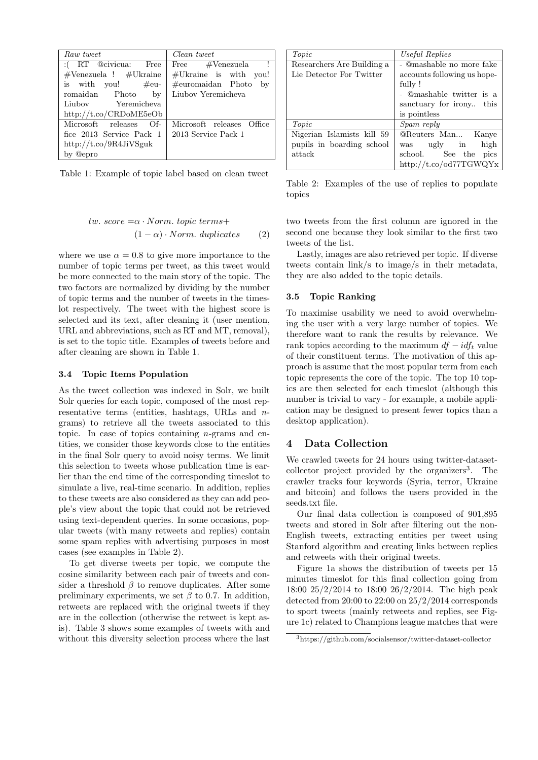| *Raw tweet* | *Clean tweet* |
| --- | --- |
| :( RT @civicua: Free #Venezuela ! #Ukraine is with you! #euromaidan Photo by Liubov Yeremicheva http://t.co/CRDoME5eOb | Free #Venezuela ! #Ukraine is with you! #euromaidan Photo by Liubov Yeremicheva |
| Microsoft releases Office 2013 Service Pack 1 http://t.co/9R4JiVSguk by @epro | Microsoft releases Office 2013 Service Pack 1 |

Table 1: Example of topic label based on clean tweet

$$tw.\ score = \alpha \cdot Norm.\ topic\ terms + (1 - \alpha) \cdot Norm.\ duplicates \quad (2)$$

where we use $\alpha = 0.8$ to give more importance to the number of topic terms per tweet, as this tweet would be more connected to the main story of the topic. The two factors are normalized by dividing by the number of topic terms and the number of tweets in the timeslot respectively. The tweet with the highest score is selected and its text, after cleaning it (user mention, URL and abbreviations, such as RT and MT, removal), is set to the topic title. Examples of tweets before and after cleaning are shown in Table 1.

### 3.4 Topic Items Population

As the tweet collection was indexed in Solr, we built Solr queries for each topic, composed of the most representative terms (entities, hashtags, URLs and $n$-grams) to retrieve all the tweets associated to this topic. In case of topics containing $n$-grams and entities, we consider those keywords close to the entities in the final Solr query to avoid noisy terms. We limit this selection to tweets whose publication time is earlier than the end time of the corresponding timeslot to simulate a live, real-time scenario. In addition, replies to these tweets are also considered as they can add people's view about the topic that could not be retrieved using text-dependent queries. In some occasions, popular tweets (with many retweets and replies) contain some spam replies with advertising purposes in most cases (see examples in Table 2).

To get diverse tweets per topic, we compute the cosine similarity between each pair of tweets and consider a threshold $\beta$ to remove duplicates. After some preliminary experiments, we set $\beta$ to 0.7. In addition, retweets are replaced with the original tweets if they are in the collection (otherwise the retweet is kept as-is). Table 3 shows some examples of tweets with and without this diversity selection process where the last two tweets from the first column are ignored in the second one because they look similar to the first two tweets of the list.

| *Topic* | *Useful Replies* |
| --- | --- |
| Researchers Are Building a Lie Detector For Twitter | - @mashable no more fake accounts following us hopefully ! - @mashable twitter is a sanctuary for irony.. this is pointless |
| *Topic* | *Spam reply* |
| Nigerian Islamists kill 59 pupils in boarding school attack | @Reuters Man... Kanye was ugly in high school. See the pics http://t.co/od77TGWQYx |

Table 2: Examples of the use of replies to populate topics

Lastly, images are also retrieved per topic. If diverse tweets contain link/s to image/s in their metadata, they are also added to the topic details.

### 3.5 Topic Ranking

To maximise usability we need to avoid overwhelming the user with a very large number of topics. We therefore want to rank the results by relevance. We rank topics according to the maximum $df - idf_t$ value of their constituent terms. The motivation of this approach is assume that the most popular term from each topic represents the core of the topic. The top 10 topics are then selected for each timeslot (although this number is trivial to vary - for example, a mobile application may be designed to present fewer topics than a desktop application).

## 4 Data Collection

We crawled tweets for 24 hours using twitter-dataset-collector project provided by the organizers[3]. The crawler tracks four keywords (Syria, terror, Ukraine and bitcoin) and follows the users provided in the seeds.txt file.

Our final data collection is composed of 901,895 tweets and stored in Solr after filtering out the non-English tweets, extracting entities per tweet using Stanford algorithm and creating links between replies and retweets with their original tweets.

Figure 1a shows the distribution of tweets per 15 minutes timeslot for this final collection going from 18:00 25/2/2014 to 18:00 26/2/2014. The high peak detected from 20:00 to 22:00 on 25/2/2014 corresponds to sport tweets (mainly retweets and replies, see Figure 1c) related to Champions league matches that were

[3] https://github.com/socialsensor/twitter-dataset-collector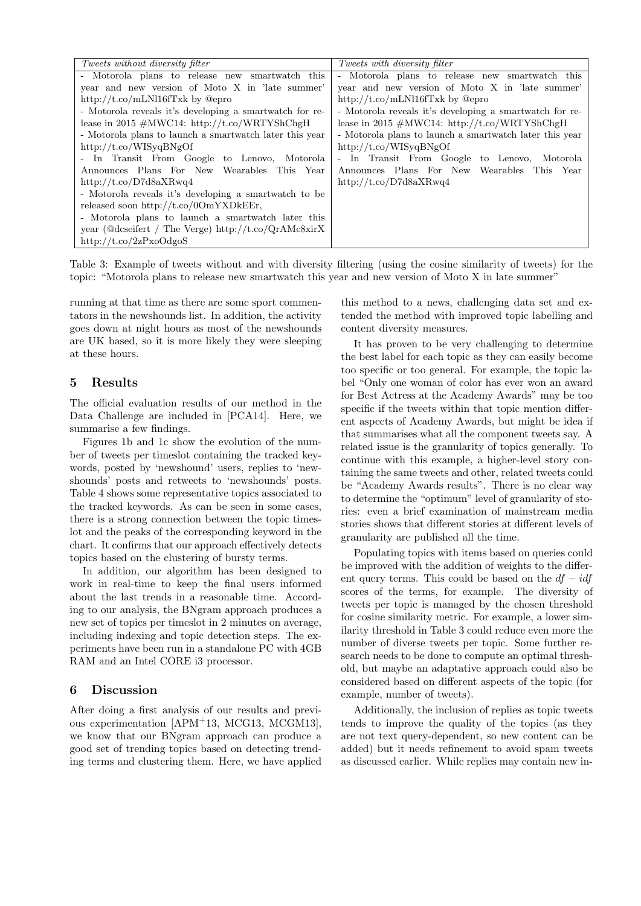| *Tweets without diversity filter* | *Tweets with diversity filter* |
|---|---|
| - Motorola plans to release new smartwatch this year and new version of Moto X in 'late summer' http://t.co/mLNl16fTxk by @epro | - Motorola plans to release new smartwatch this year and new version of Moto X in 'late summer' http://t.co/mLNl16fTxk by @epro |
| - Motorola reveals it's developing a smartwatch for release in 2015 #MWC14: http://t.co/WRTYShChgH | - Motorola reveals it's developing a smartwatch for release in 2015 #MWC14: http://t.co/WRTYShChgH |
| - Motorola plans to launch a smartwatch later this year http://t.co/WISyqBNgOf | - Motorola plans to launch a smartwatch later this year http://t.co/WISyqBNgOf |
| - In Transit From Google to Lenovo, Motorola Announces Plans For New Wearables This Year http://t.co/D7d8aXRwq4 | - In Transit From Google to Lenovo, Motorola Announces Plans For New Wearables This Year http://t.co/D7d8aXRwq4 |
| - Motorola reveals it's developing a smartwatch to be released soon http://t.co/0OmYXDkEEr, | |
| - Motorola plans to launch a smartwatch later this year (@dcseifert / The Verge) http://t.co/QrAMc8xirX http://t.co/2zPxoOdgoS | |

Table 3: Example of tweets without and with diversity filtering (using the cosine similarity of tweets) for the topic: "Motorola plans to release new smartwatch this year and new version of Moto X in late summer"

running at that time as there are some sport commentators in the newshounds list. In addition, the activity goes down at night hours as most of the newshounds are UK based, so it is more likely they were sleeping at these hours.

## 5 Results

The official evaluation results of our method in the Data Challenge are included in [PCA14]. Here, we summarise a few findings.

Figures 1b and 1c show the evolution of the number of tweets per timeslot containing the tracked keywords, posted by 'newshound' users, replies to 'newshounds' posts and retweets to 'newshounds' posts. Table 4 shows some representative topics associated to the tracked keywords. As can be seen in some cases, there is a strong connection between the topic timeslot and the peaks of the corresponding keyword in the chart. It confirms that our approach effectively detects topics based on the clustering of bursty terms.

In addition, our algorithm has been designed to work in real-time to keep the final users informed about the last trends in a reasonable time. According to our analysis, the BNgram approach produces a new set of topics per timeslot in 2 minutes on average, including indexing and topic detection steps. The experiments have been run in a standalone PC with 4GB RAM and an Intel CORE i3 processor.

## 6 Discussion

After doing a first analysis of our results and previous experimentation [APM+13, MCG13, MCGM13], we know that our BNgram approach can produce a good set of trending topics based on detecting trending terms and clustering them. Here, we have applied this method to a news, challenging data set and extended the method with improved topic labelling and content diversity measures.

It has proven to be very challenging to determine the best label for each topic as they can easily become too specific or too general. For example, the topic label "Only one woman of color has ever won an award for Best Actress at the Academy Awards" may be too specific if the tweets within that topic mention different aspects of Academy Awards, but might be idea if that summarises what all the component tweets say. A related issue is the granularity of topics generally. To continue with this example, a higher-level story containing the same tweets and other, related tweets could be "Academy Awards results". There is no clear way to determine the "optimum" level of granularity of stories: even a brief examination of mainstream media stories shows that different stories at different levels of granularity are published all the time.

Populating topics with items based on queries could be improved with the addition of weights to the different query terms. This could be based on the $df - idf$ scores of the terms, for example. The diversity of tweets per topic is managed by the chosen threshold for cosine similarity metric. For example, a lower similarity threshold in Table 3 could reduce even more the number of diverse tweets per topic. Some further research needs to be done to compute an optimal threshold, but maybe an adaptative approach could also be considered based on different aspects of the topic (for example, number of tweets).

Additionally, the inclusion of replies as topic tweets tends to improve the quality of the topics (as they are not text query-dependent, so new content can be added) but it needs refinement to avoid spam tweets as discussed earlier. While replies may contain new in-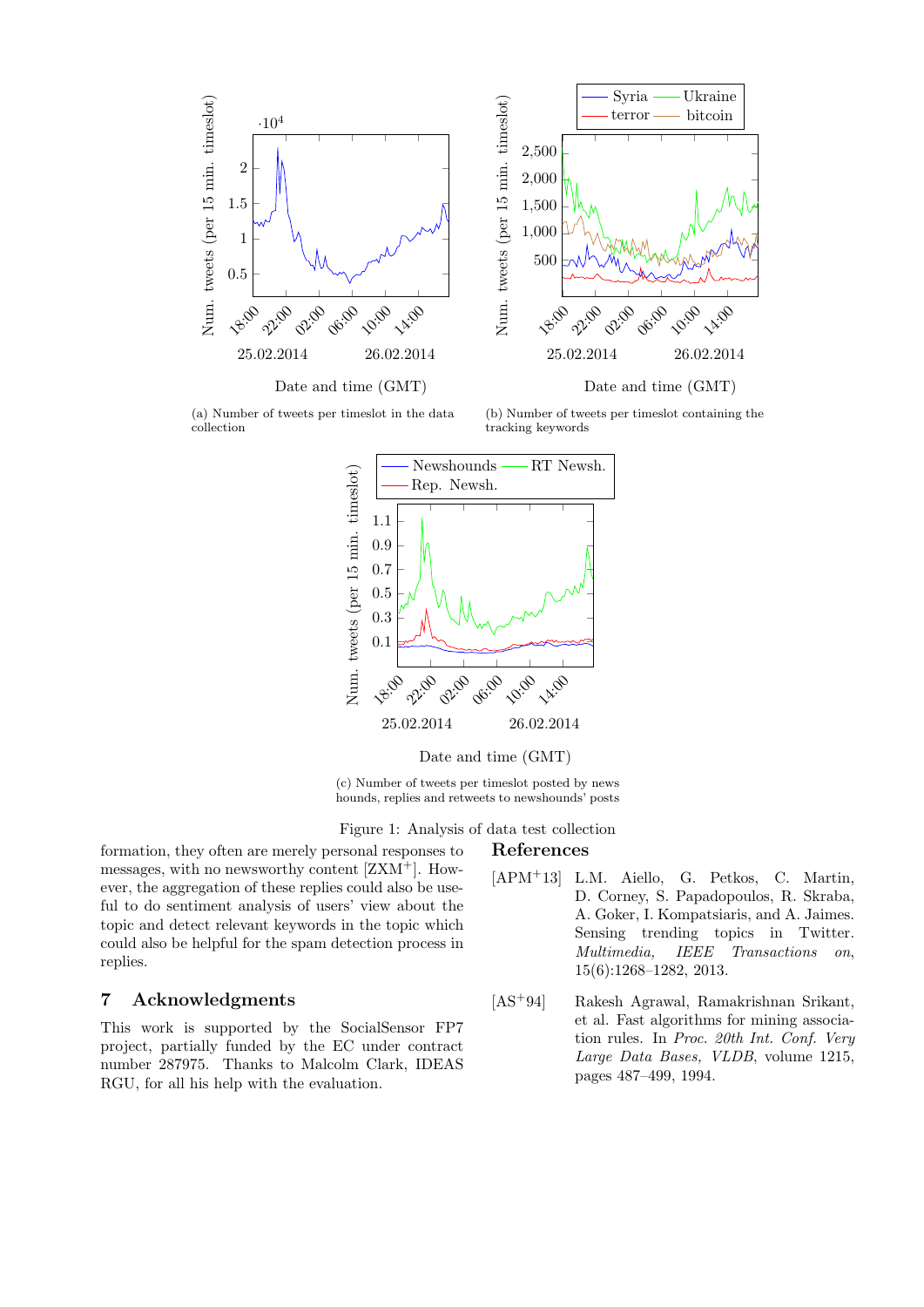(a) Number of tweets per timeslot in the data collection

(b) Number of tweets per timeslot containing the tracking keywords

(c) Number of tweets per timeslot posted by news hounds, replies and retweets to newshounds' posts

Figure 1: Analysis of data test collection

formation, they often are merely personal responses to messages, with no newsworthy content [ZXM+]. However, the aggregation of these replies could also be useful to do sentiment analysis of users' view about the topic and detect relevant keywords in the topic which could also be helpful for the spam detection process in replies.

## 7 Acknowledgments

This work is supported by the SocialSensor FP7 project, partially funded by the EC under contract number 287975. Thanks to Malcolm Clark, IDEAS RGU, for all his help with the evaluation.

## References

[APM+13] L.M. Aiello, G. Petkos, C. Martin, D. Corney, S. Papadopoulos, R. Skraba, A. Goker, I. Kompatsiaris, and A. Jaimes. Sensing trending topics in Twitter. *Multimedia, IEEE Transactions on*, 15(6):1268–1282, 2013.

[AS+94] Rakesh Agrawal, Ramakrishnan Srikant, et al. Fast algorithms for mining association rules. In *Proc. 20th Int. Conf. Very Large Data Bases, VLDB*, volume 1215, pages 487–499, 1994.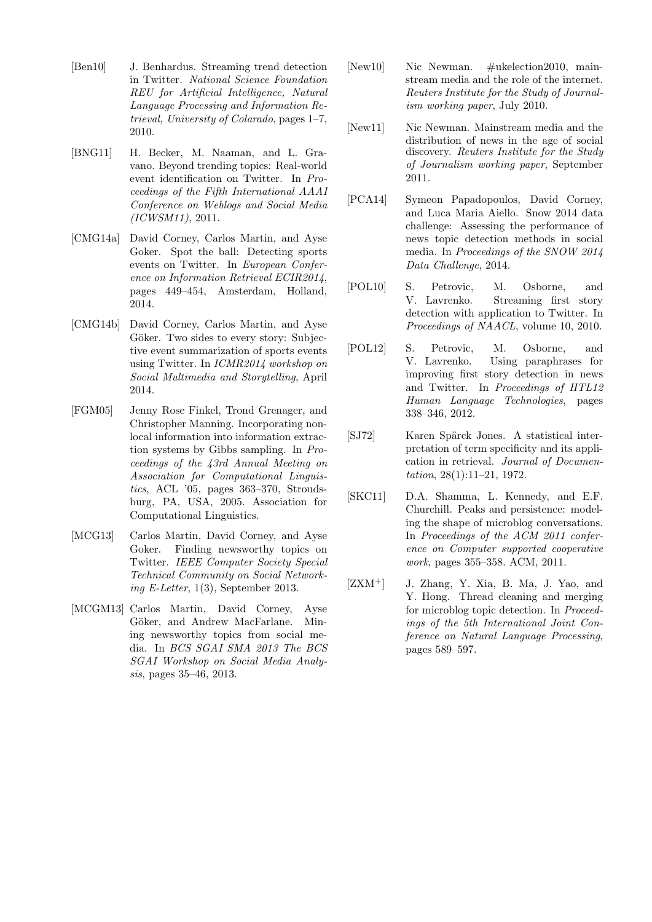[Ben10] J. Benhardus. Streaming trend detection in Twitter. *National Science Foundation REU for Artificial Intelligence, Natural Language Processing and Information Retrieval, University of Colarado*, pages 1–7, 2010.

[BNG11] H. Becker, M. Naaman, and L. Gravano. Beyond trending topics: Real-world event identification on Twitter. In *Proceedings of the Fifth International AAAI Conference on Weblogs and Social Media (ICWSM11)*, 2011.

[CMG14a] David Corney, Carlos Martin, and Ayse Goker. Spot the ball: Detecting sports events on Twitter. In *European Conference on Information Retrieval ECIR2014*, pages 449–454, Amsterdam, Holland, 2014.

[CMG14b] David Corney, Carlos Martin, and Ayse Göker. Two sides to every story: Subjective event summarization of sports events using Twitter. In *ICMR2014 workshop on Social Multimedia and Storytelling*, April 2014.

[FGM05] Jenny Rose Finkel, Trond Grenager, and Christopher Manning. Incorporating non-local information into information extraction systems by Gibbs sampling. In *Proceedings of the 43rd Annual Meeting on Association for Computational Linguistics*, ACL '05, pages 363–370, Stroudsburg, PA, USA, 2005. Association for Computational Linguistics.

[MCG13] Carlos Martin, David Corney, and Ayse Goker. Finding newsworthy topics on Twitter. *IEEE Computer Society Special Technical Community on Social Networking E-Letter*, 1(3), September 2013.

[MCGM13] Carlos Martin, David Corney, Ayse Göker, and Andrew MacFarlane. Mining newsworthy topics from social media. In *BCS SGAI SMA 2013 The BCS SGAI Workshop on Social Media Analysis*, pages 35–46, 2013.

[New10] Nic Newman. #ukelection2010, mainstream media and the role of the internet. *Reuters Institute for the Study of Journalism working paper*, July 2010.

[New11] Nic Newman. Mainstream media and the distribution of news in the age of social discovery. *Reuters Institute for the Study of Journalism working paper*, September 2011.

[PCA14] Symeon Papadopoulos, David Corney, and Luca Maria Aiello. Snow 2014 data challenge: Assessing the performance of news topic detection methods in social media. In *Proceedings of the SNOW 2014 Data Challenge*, 2014.

[POL10] S. Petrovic, M. Osborne, and V. Lavrenko. Streaming first story detection with application to Twitter. In *Proceedings of NAACL*, volume 10, 2010.

[POL12] S. Petrovic, M. Osborne, and V. Lavrenko. Using paraphrases for improving first story detection in news and Twitter. In *Proceedings of HTL12 Human Language Technologies*, pages 338–346, 2012.

[SJ72] Karen Spärck Jones. A statistical interpretation of term specificity and its application in retrieval. *Journal of Documentation*, 28(1):11–21, 1972.

[SKC11] D.A. Shamma, L. Kennedy, and E.F. Churchill. Peaks and persistence: modeling the shape of microblog conversations. In *Proceedings of the ACM 2011 conference on Computer supported cooperative work*, pages 355–358. ACM, 2011.

[ZXM+] J. Zhang, Y. Xia, B. Ma, J. Yao, and Y. Hong. Thread cleaning and merging for microblog topic detection. In *Proceedings of the 5th International Joint Conference on Natural Language Processing*, pages 589–597.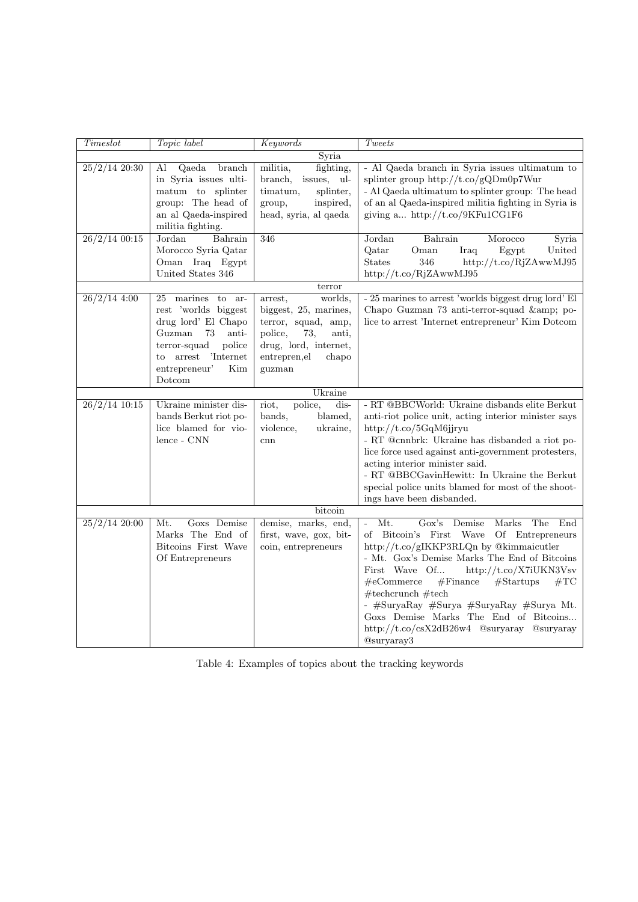| *Timeslot* | *Topic label* | *Keywords* | *Tweets* |
|---|---|---|---|
| | | Syria | |
| 25/2/14 20:30 | Al Qaeda branch in Syria issues ultimatum to splinter group: The head of an al Qaeda-inspired militia fighting. | militia, fighting, branch, issues, ultimatum, splinter, group, inspired, head, syria, al qaeda | - Al Qaeda branch in Syria issues ultimatum to splinter group http://t.co/gQDm0p7Wur<br>- Al Qaeda ultimatum to splinter group: The head of an al Qaeda-inspired militia fighting in Syria is giving a... http://t.co/9KFu1CG1F6 |
| 26/2/14 00:15 | Jordan Bahrain Morocco Syria Qatar Oman Iraq Egypt United States 346 | 346 | Jordan Bahrain Morocco Syria Qatar Oman Iraq Egypt United States 346 http://t.co/RjZAwwMJ95 http://t.co/RjZAwwMJ95 |
| | | terror | |
| 26/2/14 4:00 | 25 marines to arrest 'worlds biggest drug lord' El Chapo Guzman 73 anti-terror-squad police to arrest 'Internet entrepreneur' Kim Dotcom | arrest, worlds, biggest, 25, marines, terror, squad, amp, police, 73, anti, drug, lord, internet, entrepren,el chapo guzman | - 25 marines to arrest 'worlds biggest drug lord' El Chapo Guzman 73 anti-terror-squad &amp; police to arrest 'Internet entrepreneur' Kim Dotcom |
| | | Ukraine | |
| 26/2/14 10:15 | Ukraine minister disbands Berkut riot police blamed for violence - CNN | riot, police, disbands, blamed, violence, ukraine, cnn | - RT @BBCWorld: Ukraine disbands elite Berkut anti-riot police unit, acting interior minister says http://t.co/5GqM6jjryu<br>- RT @cnnbrk: Ukraine has disbanded a riot police force used against anti-government protesters, acting interior minister said.<br>- RT @BBCGavinHewitt: In Ukraine the Berkut special police units blamed for most of the shootings have been disbanded. |
| | | bitcoin | |
| 25/2/14 20:00 | Mt. Goxs Demise Marks The End of Bitcoins First Wave Of Entrepreneurs | demise, marks, end, first, wave, gox, bitcoin, entrepreneurs | - Mt. Gox's Demise Marks The End of Bitcoin's First Wave Of Entrepreneurs http://t.co/gIKKP3RLQn by @kimmaicutler<br>- Mt. Gox's Demise Marks The End of Bitcoins First Wave Of... http://t.co/X7iUKN3Vsv #eCommerce #Finance #Startups #TC #techcrunch #tech<br>- #SuryaRay #Surya #SuryaRay #Surya Mt. Goxs Demise Marks The End of Bitcoins... http://t.co/csX2dB26w4 @suryaray @suryaray @suryaray3 |

Table 4: Examples of topics about the tracking keywords